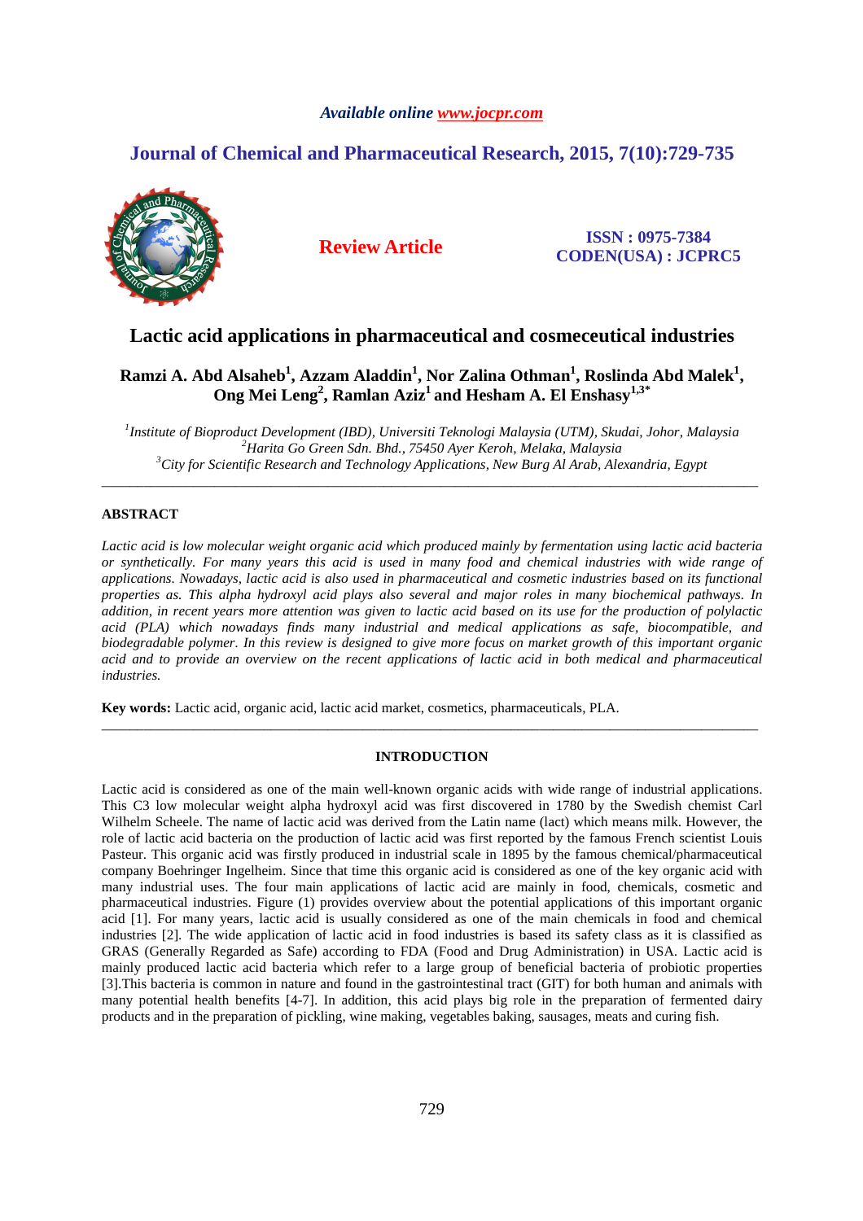*Available online www.jocpr.com*

**Journal of Chemical and Pharmaceutical Research, 2015, 7(10):729-735**

**Review Article**

**ISSN : 0975-7384**
**CODEN(USA) : JCPRC5**

# Lactic acid applications in pharmaceutical and cosmeceutical industries

**Ramzi A. Abd Alsaheb[1], Azzam Aladdin[1], Nor Zalina Othman[1], Roslinda Abd Malek[1], Ong Mei Leng[2], Ramlan Aziz[1] and Hesham A. El Enshasy[1,3*]**

*[1]Institute of Bioproduct Development (IBD), Universiti Teknologi Malaysia (UTM), Skudai, Johor, Malaysia*
*[2]Harita Go Green Sdn. Bhd., 75450 Ayer Keroh, Melaka, Malaysia*
*[3]City for Scientific Research and Technology Applications, New Burg Al Arab, Alexandria, Egypt*

---

## ABSTRACT

*Lactic acid is low molecular weight organic acid which produced mainly by fermentation using lactic acid bacteria or synthetically. For many years this acid is used in many food and chemical industries with wide range of applications. Nowadays, lactic acid is also used in pharmaceutical and cosmetic industries based on its functional properties as. This alpha hydroxyl acid plays also several and major roles in many biochemical pathways. In addition, in recent years more attention was given to lactic acid based on its use for the production of polylactic acid (PLA) which nowadays finds many industrial and medical applications as safe, biocompatible, and biodegradable polymer. In this review is designed to give more focus on market growth of this important organic acid and to provide an overview on the recent applications of lactic acid in both medical and pharmaceutical industries.*

**Key words:** Lactic acid, organic acid, lactic acid market, cosmetics, pharmaceuticals, PLA.

---

## INTRODUCTION

Lactic acid is considered as one of the main well-known organic acids with wide range of industrial applications. This C3 low molecular weight alpha hydroxyl acid was first discovered in 1780 by the Swedish chemist Carl Wilhelm Scheele. The name of lactic acid was derived from the Latin name (lact) which means milk. However, the role of lactic acid bacteria on the production of lactic acid was first reported by the famous French scientist Louis Pasteur. This organic acid was firstly produced in industrial scale in 1895 by the famous chemical/pharmaceutical company Boehringer Ingelheim. Since that time this organic acid is considered as one of the key organic acid with many industrial uses. The four main applications of lactic acid are mainly in food, chemicals, cosmetic and pharmaceutical industries. Figure (1) provides overview about the potential applications of this important organic acid [1]. For many years, lactic acid is usually considered as one of the main chemicals in food and chemical industries [2]. The wide application of lactic acid in food industries is based its safety class as it is classified as GRAS (Generally Regarded as Safe) according to FDA (Food and Drug Administration) in USA. Lactic acid is mainly produced lactic acid bacteria which refer to a large group of beneficial bacteria of probiotic properties [3].This bacteria is common in nature and found in the gastrointestinal tract (GIT) for both human and animals with many potential health benefits [4-7]. In addition, this acid plays big role in the preparation of fermented dairy products and in the preparation of pickling, wine making, vegetables baking, sausages, meats and curing fish.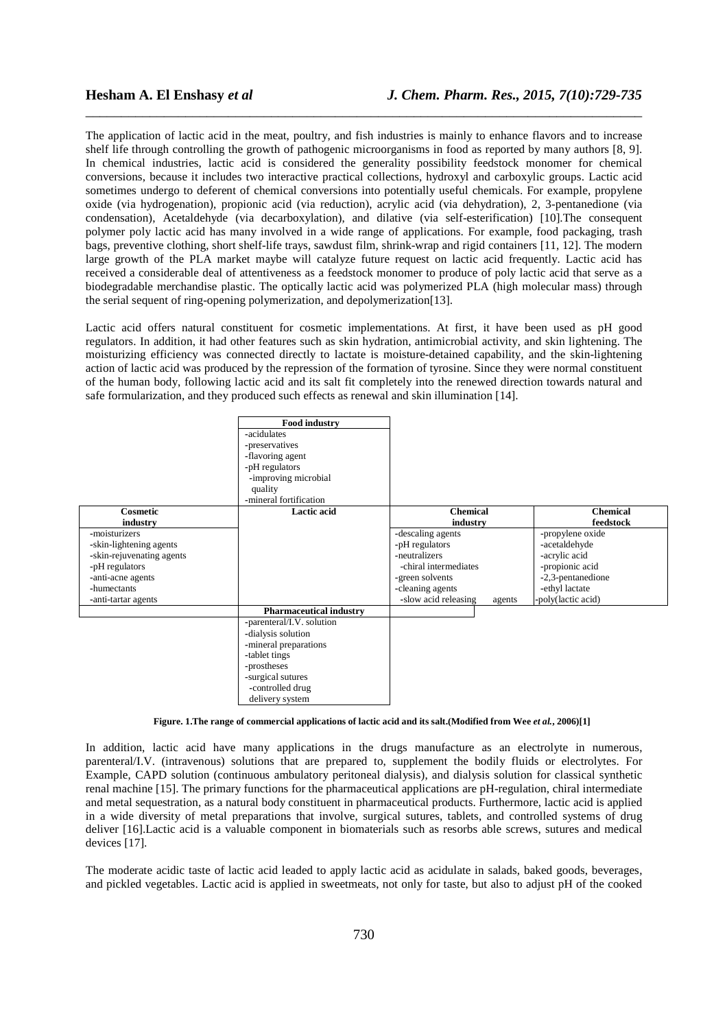The application of lactic acid in the meat, poultry, and fish industries is mainly to enhance flavors and to increase shelf life through controlling the growth of pathogenic microorganisms in food as reported by many authors [8, 9]. In chemical industries, lactic acid is considered the generality possibility feedstock monomer for chemical conversions, because it includes two interactive practical collections, hydroxyl and carboxylic groups. Lactic acid sometimes undergo to deferent of chemical conversions into potentially useful chemicals. For example, propylene oxide (via hydrogenation), propionic acid (via reduction), acrylic acid (via dehydration), 2, 3-pentanedione (via condensation), Acetaldehyde (via decarboxylation), and dilative (via self-esterification) [10].The consequent polymer poly lactic acid has many involved in a wide range of applications. For example, food packaging, trash bags, preventive clothing, short shelf-life trays, sawdust film, shrink-wrap and rigid containers [11, 12]. The modern large growth of the PLA market maybe will catalyze future request on lactic acid frequently. Lactic acid has received a considerable deal of attentiveness as a feedstock monomer to produce of poly lactic acid that serve as a biodegradable merchandise plastic. The optically lactic acid was polymerized PLA (high molecular mass) through the serial sequent of ring-opening polymerization, and depolymerization[13].

Lactic acid offers natural constituent for cosmetic implementations. At first, it have been used as pH good regulators. In addition, it had other features such as skin hydration, antimicrobial activity, and skin lightening. The moisturizing efficiency was connected directly to lactate is moisture-detained capability, and the skin-lightening action of lactic acid was produced by the repression of the formation of tyrosine. Since they were normal constituent of the human body, following lactic acid and its salt fit completely into the renewed direction towards natural and safe formularization, and they produced such effects as renewal and skin illumination [14].

| | **Food industry** | | |
|---|---|---|---|
| | -acidulates<br>-preservatives<br>-flavoring agent<br>-pH regulators<br>-improving microbial quality<br>-mineral fortification | | |
| **Cosmetic industry** | **Lactic acid** | **Chemical industry** | **Chemical feedstock** |
| -moisturizers<br>-skin-lightening agents<br>-skin-rejuvenating agents<br>-pH regulators<br>-anti-acne agents<br>-humectants<br>-anti-tartar agents | | -descaling agents<br>-pH regulators<br>-neutralizers<br>-chiral intermediates<br>-green solvents<br>-cleaning agents<br>-slow acid releasing agents | -propylene oxide<br>-acetaldehyde<br>-acrylic acid<br>-propionic acid<br>-2,3-pentanedione<br>-ethyl lactate<br>-poly(lactic acid) |
| | **Pharmaceutical industry** | | |
| | -parenteral/I.V. solution<br>-dialysis solution<br>-mineral preparations<br>-tablet tings<br>-prostheses<br>-surgical sutures<br>-controlled drug delivery system | | |

**Figure. 1.The range of commercial applications of lactic acid and its salt.(Modified from Wee *et al.*, 2006)[1]**

In addition, lactic acid have many applications in the drugs manufacture as an electrolyte in numerous, parenteral/I.V. (intravenous) solutions that are prepared to, supplement the bodily fluids or electrolytes. For Example, CAPD solution (continuous ambulatory peritoneal dialysis), and dialysis solution for classical synthetic renal machine [15]. The primary functions for the pharmaceutical applications are pH-regulation, chiral intermediate and metal sequestration, as a natural body constituent in pharmaceutical products. Furthermore, lactic acid is applied in a wide diversity of metal preparations that involve, surgical sutures, tablets, and controlled systems of drug deliver [16].Lactic acid is a valuable component in biomaterials such as resorbs able screws, sutures and medical devices [17].

The moderate acidic taste of lactic acid leaded to apply lactic acid as acidulate in salads, baked goods, beverages, and pickled vegetables. Lactic acid is applied in sweetmeats, not only for taste, but also to adjust pH of the cooked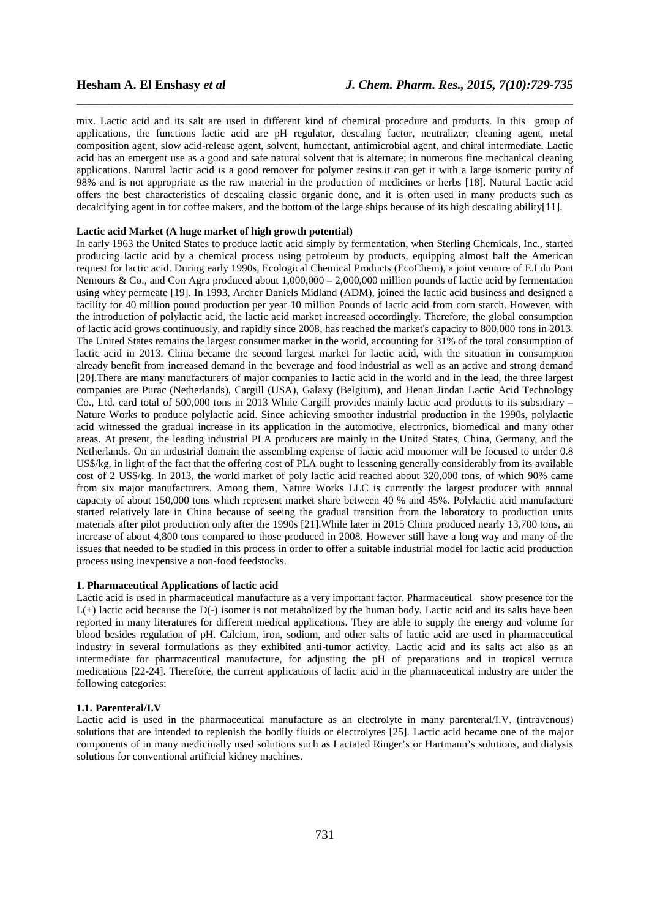mix. Lactic acid and its salt are used in different kind of chemical procedure and products. In this group of applications, the functions lactic acid are pH regulator, descaling factor, neutralizer, cleaning agent, metal composition agent, slow acid-release agent, solvent, humectant, antimicrobial agent, and chiral intermediate. Lactic acid has an emergent use as a good and safe natural solvent that is alternate; in numerous fine mechanical cleaning applications. Natural lactic acid is a good remover for polymer resins.it can get it with a large isomeric purity of 98% and is not appropriate as the raw material in the production of medicines or herbs [18]. Natural Lactic acid offers the best characteristics of descaling classic organic done, and it is often used in many products such as decalcifying agent in for coffee makers, and the bottom of the large ships because of its high descaling ability[11].

**Lactic acid Market (A huge market of high growth potential)**

In early 1963 the United States to produce lactic acid simply by fermentation, when Sterling Chemicals, Inc., started producing lactic acid by a chemical process using petroleum by products, equipping almost half the American request for lactic acid. During early 1990s, Ecological Chemical Products (EcoChem), a joint venture of E.I du Pont Nemours & Co., and Con Agra produced about 1,000,000 – 2,000,000 million pounds of lactic acid by fermentation using whey permeate [19]. In 1993, Archer Daniels Midland (ADM), joined the lactic acid business and designed a facility for 40 million pound production per year 10 million Pounds of lactic acid from corn starch. However, with the introduction of polylactic acid, the lactic acid market increased accordingly. Therefore, the global consumption of lactic acid grows continuously, and rapidly since 2008, has reached the market's capacity to 800,000 tons in 2013. The United States remains the largest consumer market in the world, accounting for 31% of the total consumption of lactic acid in 2013. China became the second largest market for lactic acid, with the situation in consumption already benefit from increased demand in the beverage and food industrial as well as an active and strong demand [20].There are many manufacturers of major companies to lactic acid in the world and in the lead, the three largest companies are Purac (Netherlands), Cargill (USA), Galaxy (Belgium), and Henan Jindan Lactic Acid Technology Co., Ltd. card total of 500,000 tons in 2013 While Cargill provides mainly lactic acid products to its subsidiary – Nature Works to produce polylactic acid. Since achieving smoother industrial production in the 1990s, polylactic acid witnessed the gradual increase in its application in the automotive, electronics, biomedical and many other areas. At present, the leading industrial PLA producers are mainly in the United States, China, Germany, and the Netherlands. On an industrial domain the assembling expense of lactic acid monomer will be focused to under 0.8 US$/kg, in light of the fact that the offering cost of PLA ought to lessening generally considerably from its available cost of 2 US$/kg. In 2013, the world market of poly lactic acid reached about 320,000 tons, of which 90% came from six major manufacturers. Among them, Nature Works LLC is currently the largest producer with annual capacity of about 150,000 tons which represent market share between 40 % and 45%. Polylactic acid manufacture started relatively late in China because of seeing the gradual transition from the laboratory to production units materials after pilot production only after the 1990s [21].While later in 2015 China produced nearly 13,700 tons, an increase of about 4,800 tons compared to those produced in 2008. However still have a long way and many of the issues that needed to be studied in this process in order to offer a suitable industrial model for lactic acid production process using inexpensive a non-food feedstocks.

## 1. Pharmaceutical Applications of lactic acid

Lactic acid is used in pharmaceutical manufacture as a very important factor. Pharmaceutical show presence for the L(+) lactic acid because the D(-) isomer is not metabolized by the human body. Lactic acid and its salts have been reported in many literatures for different medical applications. They are able to supply the energy and volume for blood besides regulation of pH. Calcium, iron, sodium, and other salts of lactic acid are used in pharmaceutical industry in several formulations as they exhibited anti-tumor activity. Lactic acid and its salts act also as an intermediate for pharmaceutical manufacture, for adjusting the pH of preparations and in tropical verruca medications [22-24]. Therefore, the current applications of lactic acid in the pharmaceutical industry are under the following categories:

### 1.1. Parenteral/I.V

Lactic acid is used in the pharmaceutical manufacture as an electrolyte in many parenteral/I.V. (intravenous) solutions that are intended to replenish the bodily fluids or electrolytes [25]. Lactic acid became one of the major components of in many medicinally used solutions such as Lactated Ringer's or Hartmann's solutions, and dialysis solutions for conventional artificial kidney machines.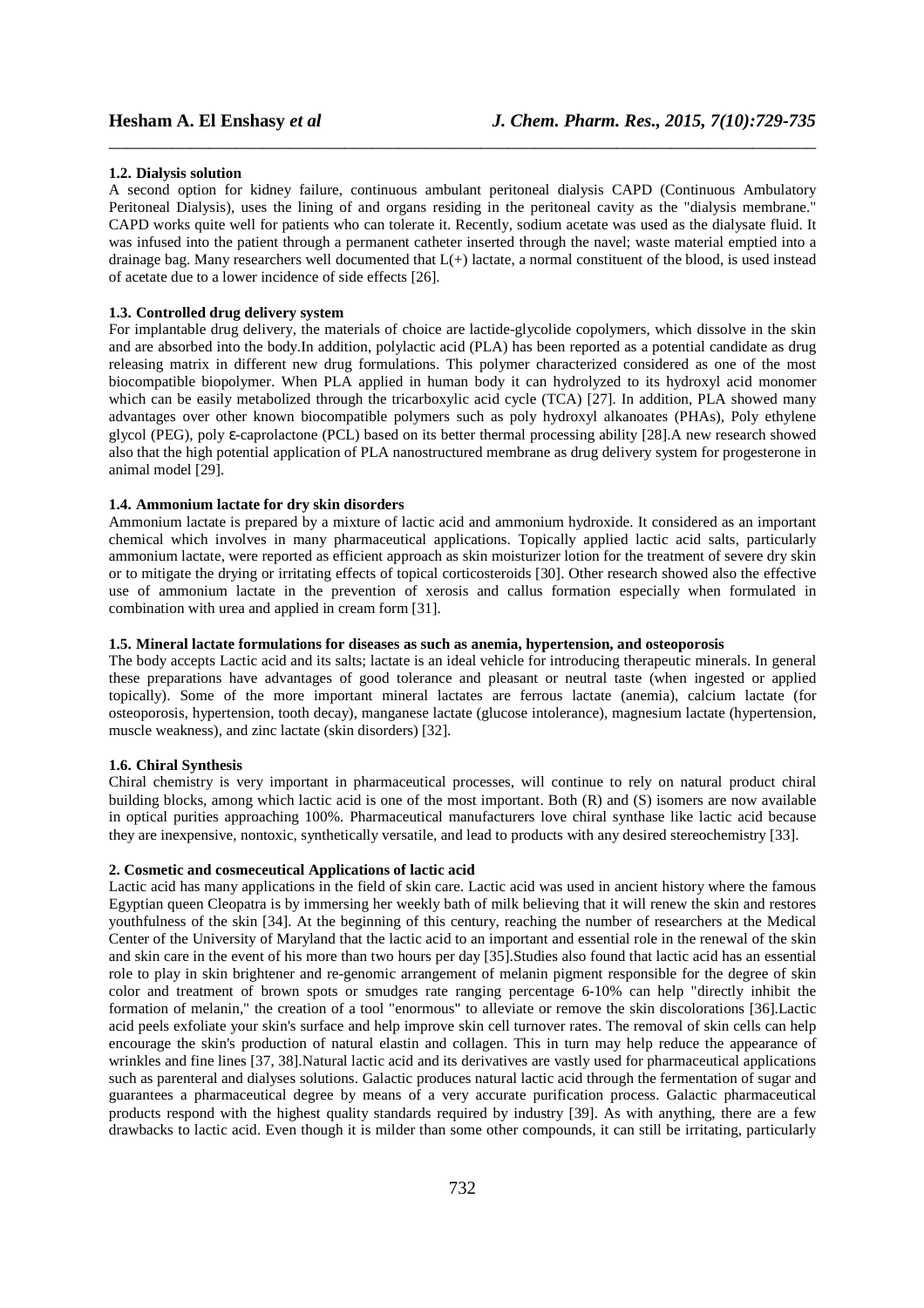### 1.2. Dialysis solution

A second option for kidney failure, continuous ambulant peritoneal dialysis CAPD (Continuous Ambulatory Peritoneal Dialysis), uses the lining of and organs residing in the peritoneal cavity as the "dialysis membrane." CAPD works quite well for patients who can tolerate it. Recently, sodium acetate was used as the dialysate fluid. It was infused into the patient through a permanent catheter inserted through the navel; waste material emptied into a drainage bag. Many researchers well documented that L(+) lactate, a normal constituent of the blood, is used instead of acetate due to a lower incidence of side effects [26].

### 1.3. Controlled drug delivery system

For implantable drug delivery, the materials of choice are lactide-glycolide copolymers, which dissolve in the skin and are absorbed into the body.In addition, polylactic acid (PLA) has been reported as a potential candidate as drug releasing matrix in different new drug formulations. This polymer characterized considered as one of the most biocompatible biopolymer. When PLA applied in human body it can hydrolyzed to its hydroxyl acid monomer which can be easily metabolized through the tricarboxylic acid cycle (TCA) [27]. In addition, PLA showed many advantages over other known biocompatible polymers such as poly hydroxyl alkanoates (PHAs), Poly ethylene glycol (PEG), poly ε-caprolactone (PCL) based on its better thermal processing ability [28].A new research showed also that the high potential application of PLA nanostructured membrane as drug delivery system for progesterone in animal model [29].

### 1.4. Ammonium lactate for dry skin disorders

Ammonium lactate is prepared by a mixture of lactic acid and ammonium hydroxide. It considered as an important chemical which involves in many pharmaceutical applications. Topically applied lactic acid salts, particularly ammonium lactate, were reported as efficient approach as skin moisturizer lotion for the treatment of severe dry skin or to mitigate the drying or irritating effects of topical corticosteroids [30]. Other research showed also the effective use of ammonium lactate in the prevention of xerosis and callus formation especially when formulated in combination with urea and applied in cream form [31].

### 1.5. Mineral lactate formulations for diseases as such as anemia, hypertension, and osteoporosis

The body accepts Lactic acid and its salts; lactate is an ideal vehicle for introducing therapeutic minerals. In general these preparations have advantages of good tolerance and pleasant or neutral taste (when ingested or applied topically). Some of the more important mineral lactates are ferrous lactate (anemia), calcium lactate (for osteoporosis, hypertension, tooth decay), manganese lactate (glucose intolerance), magnesium lactate (hypertension, muscle weakness), and zinc lactate (skin disorders) [32].

### 1.6. Chiral Synthesis

Chiral chemistry is very important in pharmaceutical processes, will continue to rely on natural product chiral building blocks, among which lactic acid is one of the most important. Both (R) and (S) isomers are now available in optical purities approaching 100%. Pharmaceutical manufacturers love chiral synthase like lactic acid because they are inexpensive, nontoxic, synthetically versatile, and lead to products with any desired stereochemistry [33].

## 2. Cosmetic and cosmeceutical Applications of lactic acid

Lactic acid has many applications in the field of skin care. Lactic acid was used in ancient history where the famous Egyptian queen Cleopatra is by immersing her weekly bath of milk believing that it will renew the skin and restores youthfulness of the skin [34]. At the beginning of this century, reaching the number of researchers at the Medical Center of the University of Maryland that the lactic acid to an important and essential role in the renewal of the skin and skin care in the event of his more than two hours per day [35].Studies also found that lactic acid has an essential role to play in skin brightener and re-genomic arrangement of melanin pigment responsible for the degree of skin color and treatment of brown spots or smudges rate ranging percentage 6-10% can help "directly inhibit the formation of melanin," the creation of a tool "enormous" to alleviate or remove the skin discolorations [36].Lactic acid peels exfoliate your skin's surface and help improve skin cell turnover rates. The removal of skin cells can help encourage the skin's production of natural elastin and collagen. This in turn may help reduce the appearance of wrinkles and fine lines [37, 38].Natural lactic acid and its derivatives are vastly used for pharmaceutical applications such as parenteral and dialyses solutions. Galactic produces natural lactic acid through the fermentation of sugar and guarantees a pharmaceutical degree by means of a very accurate purification process. Galactic pharmaceutical products respond with the highest quality standards required by industry [39]. As with anything, there are a few drawbacks to lactic acid. Even though it is milder than some other compounds, it can still be irritating, particularly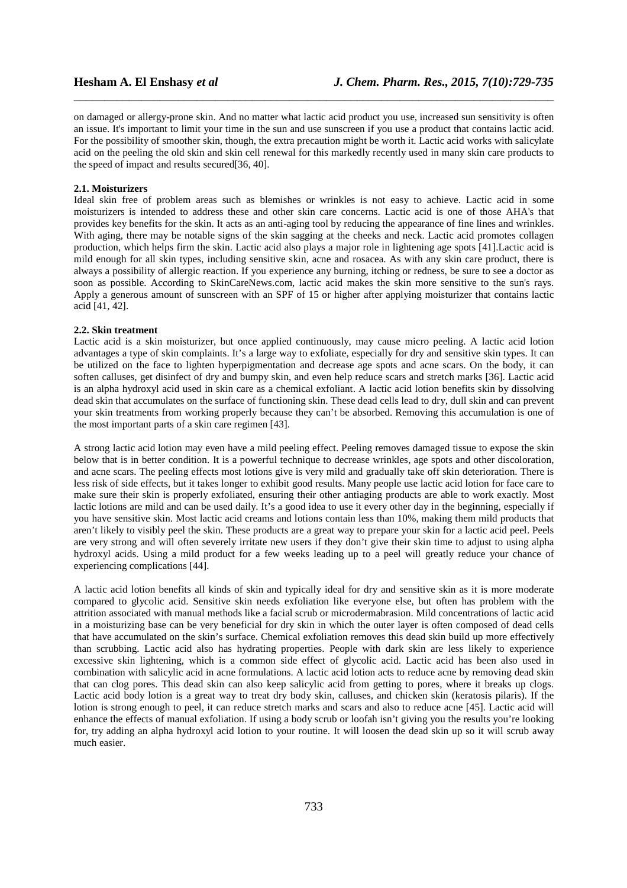on damaged or allergy-prone skin. And no matter what lactic acid product you use, increased sun sensitivity is often an issue. It's important to limit your time in the sun and use sunscreen if you use a product that contains lactic acid. For the possibility of smoother skin, though, the extra precaution might be worth it. Lactic acid works with salicylate acid on the peeling the old skin and skin cell renewal for this markedly recently used in many skin care products to the speed of impact and results secured[36, 40].

### 2.1. Moisturizers

Ideal skin free of problem areas such as blemishes or wrinkles is not easy to achieve. Lactic acid in some moisturizers is intended to address these and other skin care concerns. Lactic acid is one of those AHA's that provides key benefits for the skin. It acts as an anti-aging tool by reducing the appearance of fine lines and wrinkles. With aging, there may be notable signs of the skin sagging at the cheeks and neck. Lactic acid promotes collagen production, which helps firm the skin. Lactic acid also plays a major role in lightening age spots [41].Lactic acid is mild enough for all skin types, including sensitive skin, acne and rosacea. As with any skin care product, there is always a possibility of allergic reaction. If you experience any burning, itching or redness, be sure to see a doctor as soon as possible. According to SkinCareNews.com, lactic acid makes the skin more sensitive to the sun's rays. Apply a generous amount of sunscreen with an SPF of 15 or higher after applying moisturizer that contains lactic acid [41, 42].

### 2.2. Skin treatment

Lactic acid is a skin moisturizer, but once applied continuously, may cause micro peeling. A lactic acid lotion advantages a type of skin complaints. It's a large way to exfoliate, especially for dry and sensitive skin types. It can be utilized on the face to lighten hyperpigmentation and decrease age spots and acne scars. On the body, it can soften calluses, get disinfect of dry and bumpy skin, and even help reduce scars and stretch marks [36]. Lactic acid is an alpha hydroxyl acid used in skin care as a chemical exfoliant. A lactic acid lotion benefits skin by dissolving dead skin that accumulates on the surface of functioning skin. These dead cells lead to dry, dull skin and can prevent your skin treatments from working properly because they can't be absorbed. Removing this accumulation is one of the most important parts of a skin care regimen [43].

A strong lactic acid lotion may even have a mild peeling effect. Peeling removes damaged tissue to expose the skin below that is in better condition. It is a powerful technique to decrease wrinkles, age spots and other discoloration, and acne scars. The peeling effects most lotions give is very mild and gradually take off skin deterioration. There is less risk of side effects, but it takes longer to exhibit good results. Many people use lactic acid lotion for face care to make sure their skin is properly exfoliated, ensuring their other antiaging products are able to work exactly. Most lactic lotions are mild and can be used daily. It's a good idea to use it every other day in the beginning, especially if you have sensitive skin. Most lactic acid creams and lotions contain less than 10%, making them mild products that aren't likely to visibly peel the skin. These products are a great way to prepare your skin for a lactic acid peel. Peels are very strong and will often severely irritate new users if they don't give their skin time to adjust to using alpha hydroxyl acids. Using a mild product for a few weeks leading up to a peel will greatly reduce your chance of experiencing complications [44].

A lactic acid lotion benefits all kinds of skin and typically ideal for dry and sensitive skin as it is more moderate compared to glycolic acid. Sensitive skin needs exfoliation like everyone else, but often has problem with the attrition associated with manual methods like a facial scrub or microdermabrasion. Mild concentrations of lactic acid in a moisturizing base can be very beneficial for dry skin in which the outer layer is often composed of dead cells that have accumulated on the skin's surface. Chemical exfoliation removes this dead skin build up more effectively than scrubbing. Lactic acid also has hydrating properties. People with dark skin are less likely to experience excessive skin lightening, which is a common side effect of glycolic acid. Lactic acid has been also used in combination with salicylic acid in acne formulations. A lactic acid lotion acts to reduce acne by removing dead skin that can clog pores. This dead skin can also keep salicylic acid from getting to pores, where it breaks up clogs. Lactic acid body lotion is a great way to treat dry body skin, calluses, and chicken skin (keratosis pilaris). If the lotion is strong enough to peel, it can reduce stretch marks and scars and also to reduce acne [45]. Lactic acid will enhance the effects of manual exfoliation. If using a body scrub or loofah isn't giving you the results you're looking for, try adding an alpha hydroxyl acid lotion to your routine. It will loosen the dead skin up so it will scrub away much easier.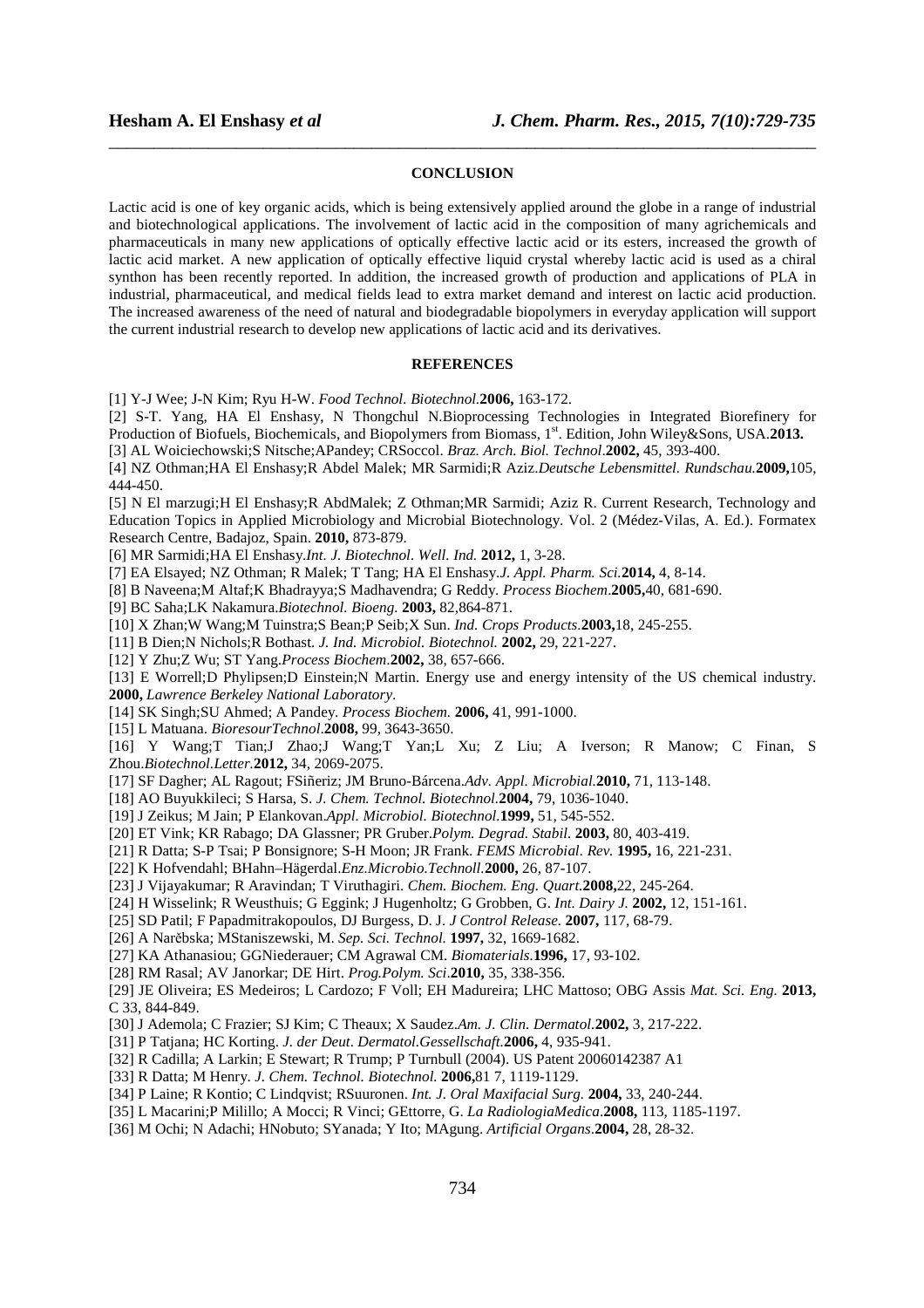## CONCLUSION

Lactic acid is one of key organic acids, which is being extensively applied around the globe in a range of industrial and biotechnological applications. The involvement of lactic acid in the composition of many agrichemicals and pharmaceuticals in many new applications of optically effective lactic acid or its esters, increased the growth of lactic acid market. A new application of optically effective liquid crystal whereby lactic acid is used as a chiral synthon has been recently reported. In addition, the increased growth of production and applications of PLA in industrial, pharmaceutical, and medical fields lead to extra market demand and interest on lactic acid production. The increased awareness of the need of natural and biodegradable biopolymers in everyday application will support the current industrial research to develop new applications of lactic acid and its derivatives.

## REFERENCES

[1] Y-J Wee; J-N Kim; Ryu H-W. *Food Technol. Biotechnol.* **2006,** 163-172.

[2] S-T. Yang, HA El Enshasy, N Thongchul N.Bioprocessing Technologies in Integrated Biorefinery for Production of Biofuels, Biochemicals, and Biopolymers from Biomass, 1st. Edition, John Wiley&Sons, USA.**2013.**

[3] AL Woiciechowski;S Nitsche;APandey; CRSoccol. *Braz. Arch. Biol. Technol.***2002,** 45, 393-400.

[4] NZ Othman;HA El Enshasy;R Abdel Malek; MR Sarmidi;R Aziz.*Deutsche Lebensmittel. Rundschau.***2009,**105, 444-450.

[5] N El marzugi;H El Enshasy;R AbdMalek; Z Othman;MR Sarmidi; Aziz R. Current Research, Technology and Education Topics in Applied Microbiology and Microbial Biotechnology. Vol. 2 (Médez-Vilas, A. Ed.). Formatex Research Centre, Badajoz, Spain. **2010,** 873-879.

[6] MR Sarmidi;HA El Enshasy.*Int. J. Biotechnol. Well. Ind.* **2012,** 1, 3-28.

[7] EA Elsayed; NZ Othman; R Malek; T Tang; HA El Enshasy.*J. Appl. Pharm. Sci.***2014,** 4, 8-14.

[8] B Naveena;M Altaf;K Bhadrayya;S Madhavendra; G Reddy. *Process Biochem*.**2005,**40, 681-690.

[9] BC Saha;LK Nakamura.*Biotechnol. Bioeng.* **2003,** 82,864-871.

[10] X Zhan;W Wang;M Tuinstra;S Bean;P Seib;X Sun. *Ind. Crops Products*.**2003,**18, 245-255.

[11] B Dien;N Nichols;R Bothast. *J. Ind. Microbiol. Biotechnol.* **2002,** 29, 221-227.

[12] Y Zhu;Z Wu; ST Yang.*Process Biochem*.**2002,** 38, 657-666.

[13] E Worrell;D Phylipsen;D Einstein;N Martin. Energy use and energy intensity of the US chemical industry. **2000,** *Lawrence Berkeley National Laboratory*.

[14] SK Singh;SU Ahmed; A Pandey. *Process Biochem.* **2006,** 41, 991-1000.

[15] L Matuana. *BioresourTechnol*.**2008,** 99, 3643-3650.

[16] Y Wang;T Tian;J Zhao;J Wang;T Yan;L Xu; Z Liu; A Iverson; R Manow; C Finan, S Zhou.*Biotechnol.Letter*.**2012,** 34, 2069-2075.

[17] SF Dagher; AL Ragout; FSiñeriz; JM Bruno-Bárcena.*Adv. Appl. Microbial.***2010,** 71, 113-148.

[18] AO Buyukkileci; S Harsa, S. *J. Chem. Technol. Biotechnol.***2004,** 79, 1036-1040.

[19] J Zeikus; M Jain; P Elankovan.*Appl. Microbiol. Biotechnol.***1999,** 51, 545-552.

[20] ET Vink; KR Rabago; DA Glassner; PR Gruber.*Polym. Degrad. Stabil.* **2003,** 80, 403-419.

[21] R Datta; S-P Tsai; P Bonsignore; S-H Moon; JR Frank. *FEMS Microbial. Rev.* **1995,** 16, 221-231.

[22] K Hofvendahl; BHahn–Hägerdal.*Enz.Microbio.Technoll*.**2000,** 26, 87-107.

[23] J Vijayakumar; R Aravindan; T Viruthagiri. *Chem. Biochem. Eng. Quart.***2008,**22, 245-264.

[24] H Wisselink; R Weusthuis; G Eggink; J Hugenholtz; G Grobben, G. *Int. Dairy J.* **2002,** 12, 151-161.

[25] SD Patil; F Papadmitrakopoulos, DJ Burgess, D. J. *J Control Release.* **2007,** 117, 68-79.

[26] A Narěbska; MStaniszewski, M. *Sep. Sci. Technol.* **1997,** 32, 1669-1682.

[27] KA Athanasiou; GGNiederauer; CM Agrawal CM. *Biomaterials*.**1996,** 17, 93-102.

[28] RM Rasal; AV Janorkar; DE Hirt. *Prog.Polym. Sci*.**2010,** 35, 338-356.

[29] JE Oliveira; ES Medeiros; L Cardozo; F Voll; EH Madureira; LHC Mattoso; OBG Assis *Mat. Sci. Eng.* **2013,** C 33, 844-849.

[30] J Ademola; C Frazier; SJ Kim; C Theaux; X Saudez.*Am. J. Clin. Dermatol*.**2002,** 3, 217-222.

[31] P Tatjana; HC Korting. *J. der Deut. Dermatol.Gessellschaft*.**2006,** 4, 935-941.

[32] R Cadilla; A Larkin; E Stewart; R Trump; P Turnbull (2004). US Patent 20060142387 A1

[33] R Datta; M Henry. *J. Chem. Technol. Biotechnol.* **2006,**81 7, 1119-1129.

[34] P Laine; R Kontio; C Lindqvist; RSuuronen. *Int. J. Oral Maxifacial Surg.* **2004,** 33, 240-244.

[35] L Macarini;P Milillo; A Mocci; R Vinci; GEttorre, G. *La RadiologiaMedica*.**2008,** 113, 1185-1197.

[36] M Ochi; N Adachi; HNobuto; SYanada; Y Ito; MAgung. *Artificial Organs*.**2004,** 28, 28-32.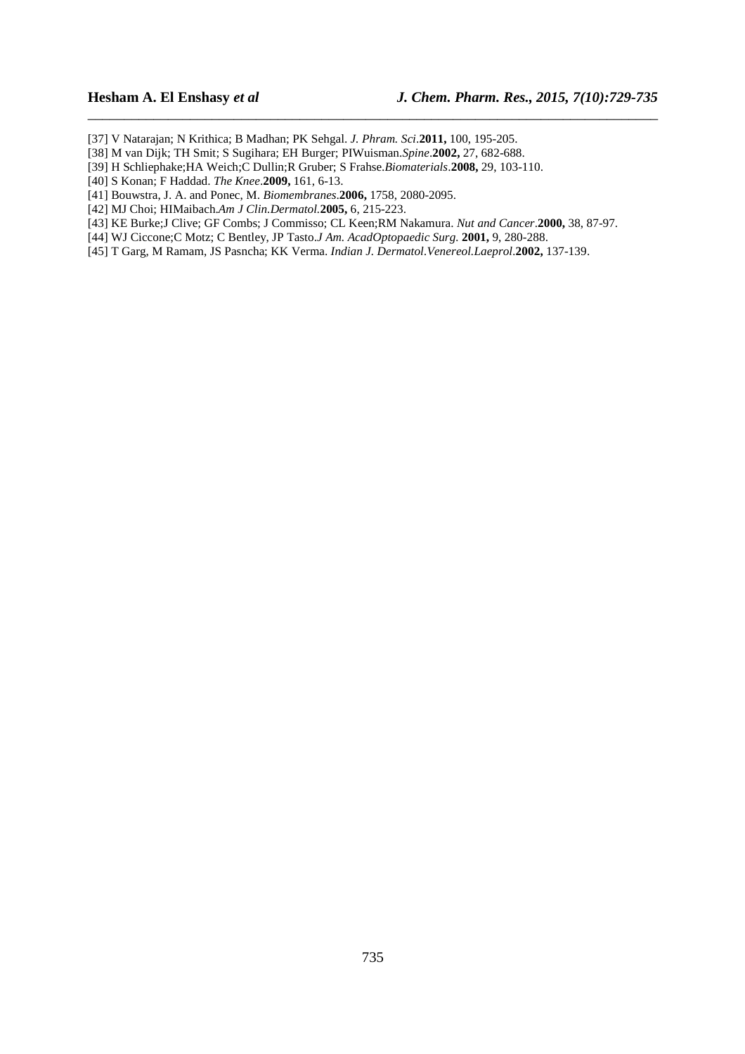[37] V Natarajan; N Krithica; B Madhan; PK Sehgal. *J. Phram. Sci*.**2011,** 100, 195-205.
[38] M van Dijk; TH Smit; S Sugihara; EH Burger; PIWuisman.*Spine*.**2002,** 27, 682-688.
[39] H Schliephake;HA Weich;C Dullin;R Gruber; S Frahse.*Biomaterials*.**2008,** 29, 103-110.
[40] S Konan; F Haddad. *The Knee*.**2009,** 161, 6-13.
[41] Bouwstra, J. A. and Ponec, M. *Biomembranes*.**2006,** 1758, 2080-2095.
[42] MJ Choi; HIMaibach.*Am J Clin.Dermatol.***2005,** 6, 215-223.
[43] KE Burke;J Clive; GF Combs; J Commisso; CL Keen;RM Nakamura. *Nut and Cancer*.**2000,** 38, 87-97.
[44] WJ Ciccone;C Motz; C Bentley, JP Tasto.*J Am. AcadOptopaedic Surg.* **2001,** 9, 280-288.
[45] T Garg, M Ramam, JS Pasncha; KK Verma. *Indian J. Dermatol.Venereol.Laeprol*.**2002,** 137-139.